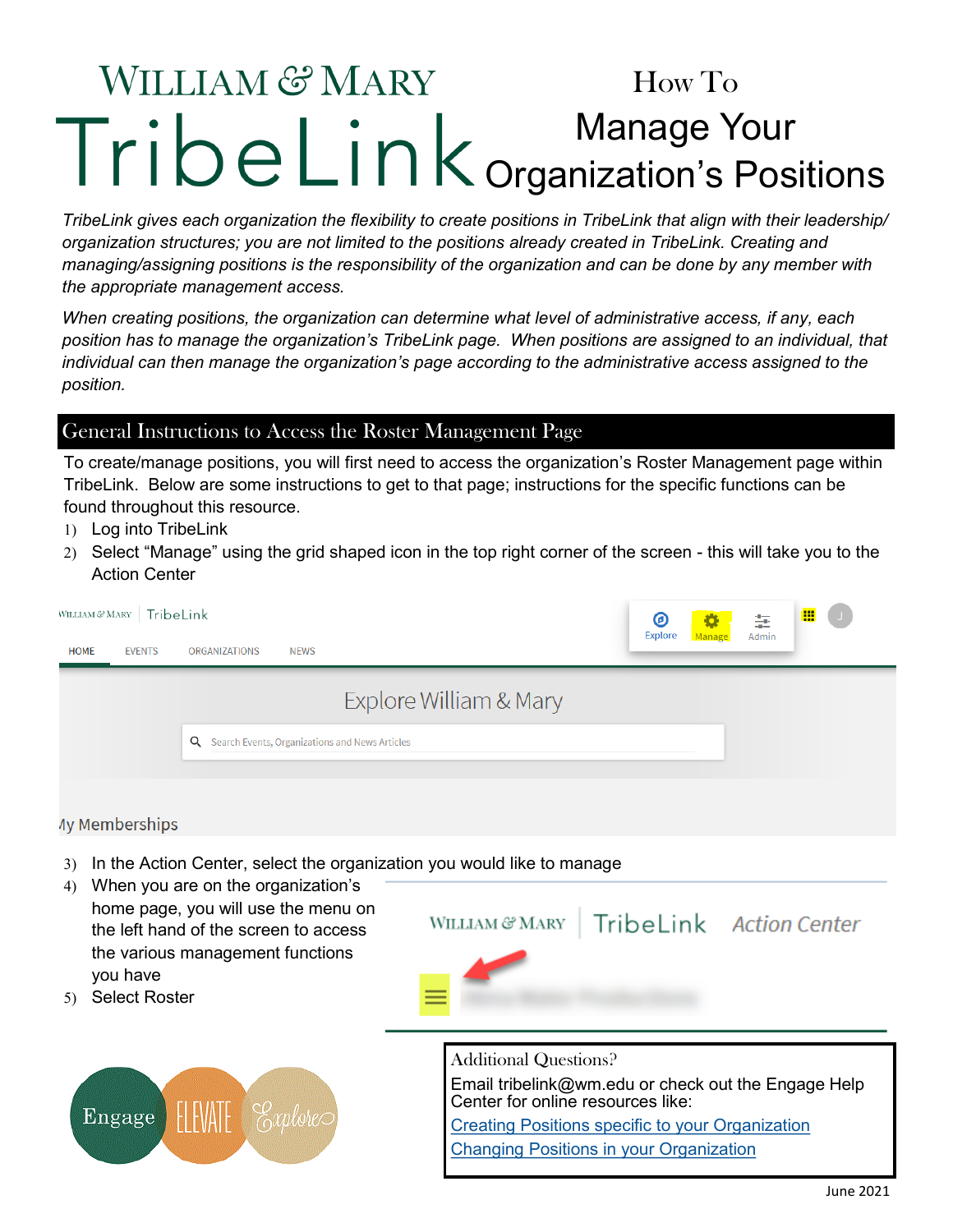# WILLIAM & MARY TribeLink

# How To Manage Your Organization's Positions

*TribeLink gives each organization the flexibility to create positions in TribeLink that align with their leadership/ organization structures; you are not limited to the positions already created in TribeLink. Creating and managing/assigning positions is the responsibility of the organization and can be done by any member with the appropriate management access.*

*When creating positions, the organization can determine what level of administrative access, if any, each position has to manage the organization's TribeLink page. When positions are assigned to an individual, that individual can then manage the organization's page according to the administrative access assigned to the position.*

## General Instructions to Access the Roster Management Page

To create/manage positions, you will first need to access the organization's Roster Management page within TribeLink. Below are some instructions to get to that page; instructions for the specific functions can be found throughout this resource.

1) Log into TribeLink
2) Select "Manage" using the grid shaped icon in the top right corner of the screen - this will take you to the Action Center
3) In the Action Center, select the organization you would like to manage
4) When you are on the organization's home page, you will use the menu on the left hand of the screen to access the various management functions you have
5) Select Roster

**Additional Questions?**

Email tribelink@wm.edu or check out the Engage Help Center for online resources like:

[Creating Positions specific to your Organization]

[Changing Positions in your Organization]

June 2021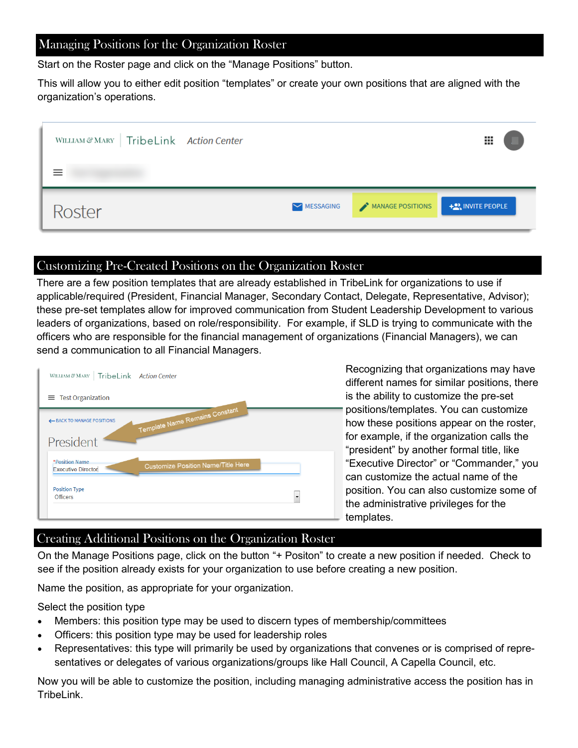## Managing Positions for the Organization Roster

Start on the Roster page and click on the “Manage Positions” button.

This will allow you to either edit position “templates” or create your own positions that are aligned with the organization’s operations.

## Customizing Pre-Created Positions on the Organization Roster

There are a few position templates that are already established in TribeLink for organizations to use if applicable/required (President, Financial Manager, Secondary Contact, Delegate, Representative, Advisor); these pre-set templates allow for improved communication from Student Leadership Development to various leaders of organizations, based on role/responsibility. For example, if SLD is trying to communicate with the officers who are responsible for the financial management of organizations (Financial Managers), we can send a communication to all Financial Managers.

Recognizing that organizations may have different names for similar positions, there is the ability to customize the pre-set positions/templates. You can customize how these positions appear on the roster, for example, if the organization calls the “president” by another formal title, like “Executive Director” or “Commander,” you can customize the actual name of the position. You can also customize some of the administrative privileges for the templates.

## Creating Additional Positions on the Organization Roster

On the Manage Positions page, click on the button “+ Positon” to create a new position if needed. Check to see if the position already exists for your organization to use before creating a new position.

Name the position, as appropriate for your organization.

Select the position type

- Members: this position type may be used to discern types of membership/committees
- Officers: this position type may be used for leadership roles
- Representatives: this type will primarily be used by organizations that convenes or is comprised of representatives or delegates of various organizations/groups like Hall Council, A Capella Council, etc.

Now you will be able to customize the position, including managing administrative access the position has in TribeLink.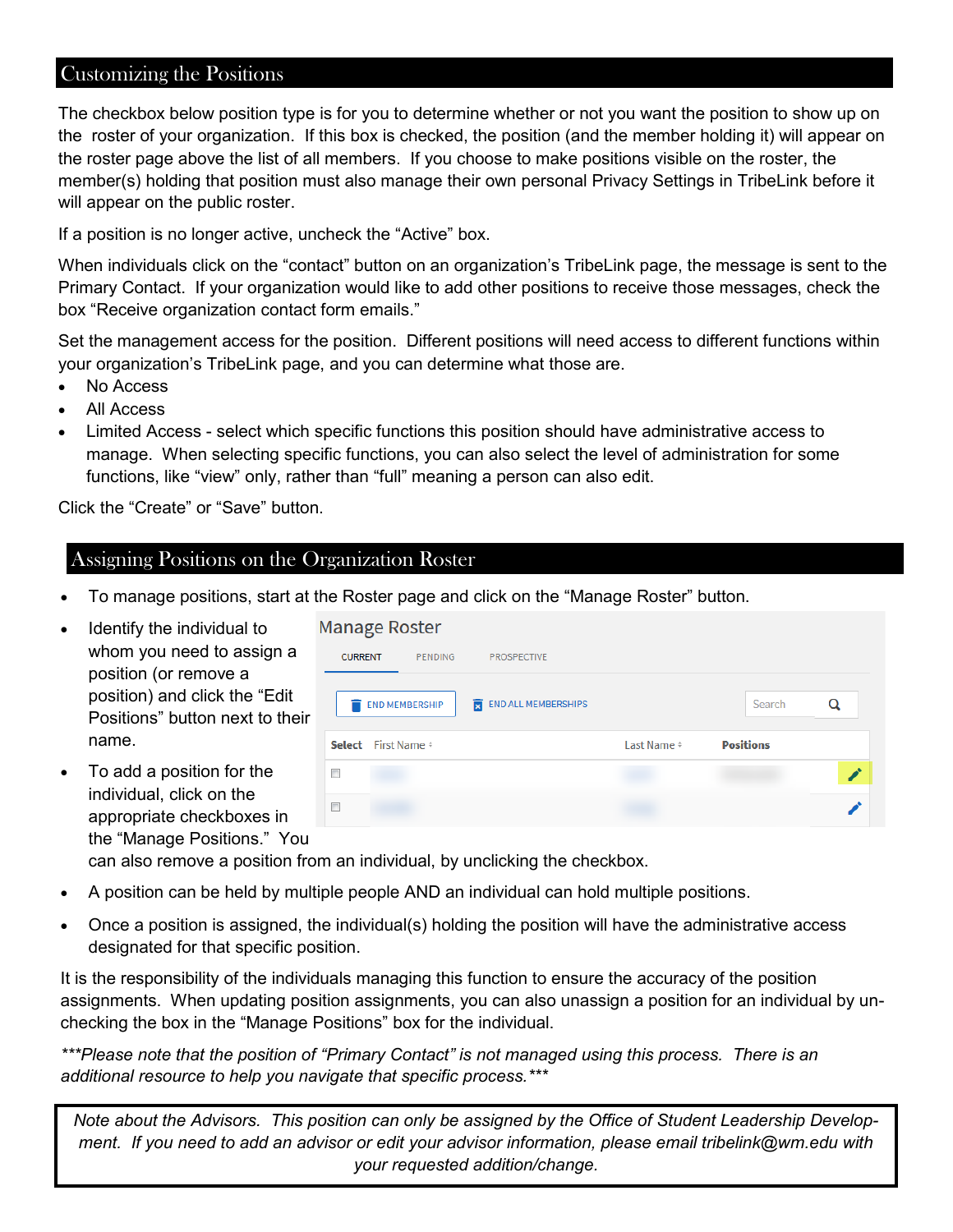## Customizing the Positions

The checkbox below position type is for you to determine whether or not you want the position to show up on the roster of your organization. If this box is checked, the position (and the member holding it) will appear on the roster page above the list of all members. If you choose to make positions visible on the roster, the member(s) holding that position must also manage their own personal Privacy Settings in TribeLink before it will appear on the public roster.

If a position is no longer active, uncheck the "Active" box.

When individuals click on the "contact" button on an organization's TribeLink page, the message is sent to the Primary Contact. If your organization would like to add other positions to receive those messages, check the box "Receive organization contact form emails."

Set the management access for the position. Different positions will need access to different functions within your organization's TribeLink page, and you can determine what those are.

- No Access
- All Access
- Limited Access - select which specific functions this position should have administrative access to manage. When selecting specific functions, you can also select the level of administration for some functions, like "view" only, rather than "full" meaning a person can also edit.

Click the "Create" or "Save" button.

## Assigning Positions on the Organization Roster

- To manage positions, start at the Roster page and click on the "Manage Roster" button.
- Identify the individual to whom you need to assign a position (or remove a position) and click the "Edit Positions" button next to their name.
- To add a position for the individual, click on the appropriate checkboxes in the "Manage Positions." You can also remove a position from an individual, by unclicking the checkbox.
- A position can be held by multiple people AND an individual can hold multiple positions.
- Once a position is assigned, the individual(s) holding the position will have the administrative access designated for that specific position.

It is the responsibility of the individuals managing this function to ensure the accuracy of the position assignments. When updating position assignments, you can also unassign a position for an individual by un-checking the box in the "Manage Positions" box for the individual.

****Please note that the position of "Primary Contact" is not managed using this process. There is an additional resource to help you navigate that specific process.****

*Note about the Advisors. This position can only be assigned by the Office of Student Leadership Development. If you need to add an advisor or edit your advisor information, please email tribelink@wm.edu with your requested addition/change.*